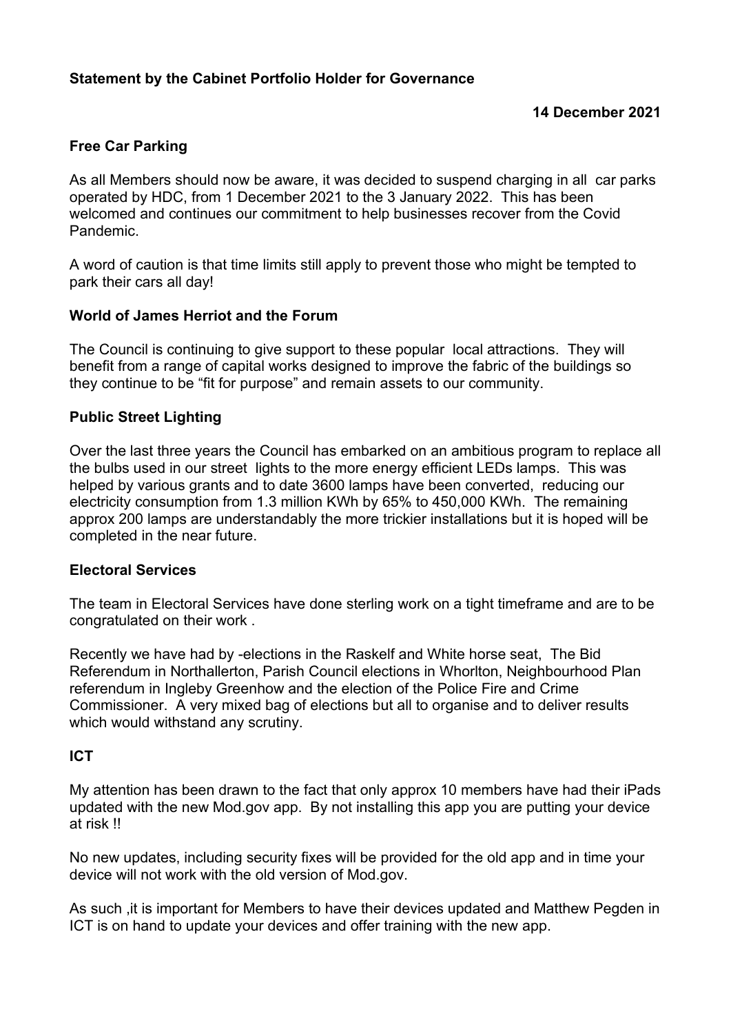**Statement by the Cabinet Portfolio Holder for Governance**

**14 December 2021**

**Free Car Parking**

As all Members should now be aware, it was decided to suspend charging in all car parks operated by HDC, from 1 December 2021 to the 3 January 2022. This has been welcomed and continues our commitment to help businesses recover from the Covid Pandemic.

A word of caution is that time limits still apply to prevent those who might be tempted to park their cars all day!

**World of James Herriot and the Forum**

The Council is continuing to give support to these popular local attractions. They will benefit from a range of capital works designed to improve the fabric of the buildings so they continue to be "fit for purpose" and remain assets to our community.

**Public Street Lighting**

Over the last three years the Council has embarked on an ambitious program to replace all the bulbs used in our street lights to the more energy efficient LEDs lamps. This was helped by various grants and to date 3600 lamps have been converted, reducing our electricity consumption from 1.3 million KWh by 65% to 450,000 KWh. The remaining approx 200 lamps are understandably the more trickier installations but it is hoped will be completed in the near future.

**Electoral Services**

The team in Electoral Services have done sterling work on a tight timeframe and are to be congratulated on their work .

Recently we have had by -elections in the Raskelf and White horse seat, The Bid Referendum in Northallerton, Parish Council elections in Whorlton, Neighbourhood Plan referendum in Ingleby Greenhow and the election of the Police Fire and Crime Commissioner. A very mixed bag of elections but all to organise and to deliver results which would withstand any scrutiny.

**ICT**

My attention has been drawn to the fact that only approx 10 members have had their iPads updated with the new Mod.gov app. By not installing this app you are putting your device at risk !!

No new updates, including security fixes will be provided for the old app and in time your device will not work with the old version of Mod.gov.

As such ,it is important for Members to have their devices updated and Matthew Pegden in ICT is on hand to update your devices and offer training with the new app.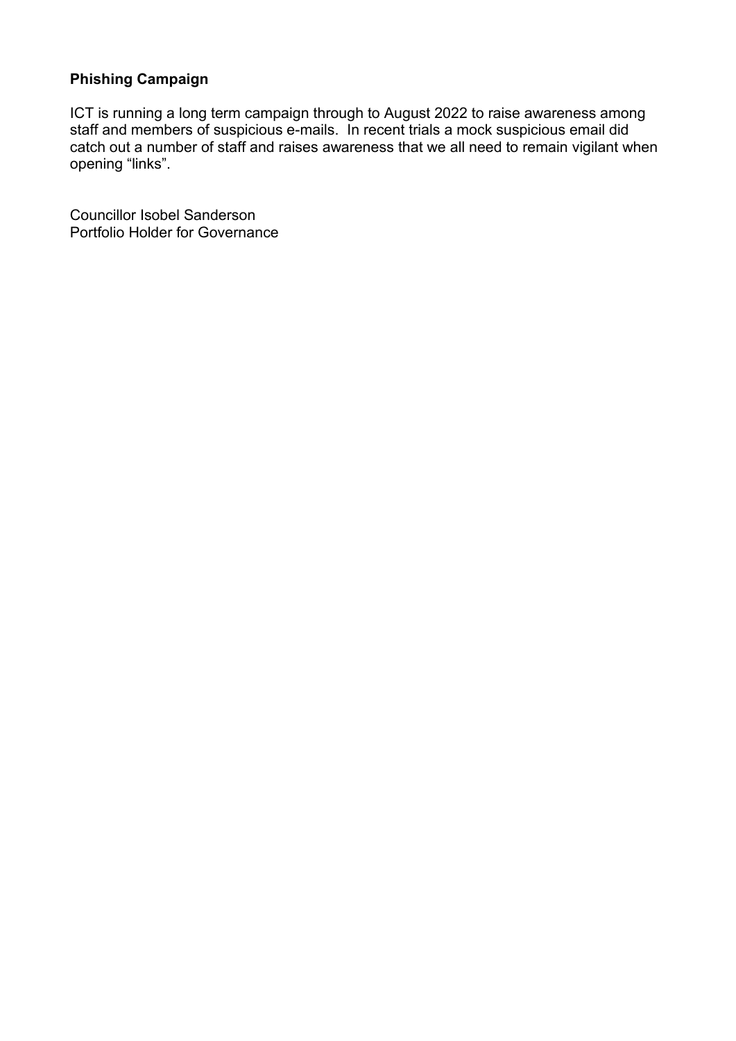**Phishing Campaign**

ICT is running a long term campaign through to August 2022 to raise awareness among staff and members of suspicious e-mails. In recent trials a mock suspicious email did catch out a number of staff and raises awareness that we all need to remain vigilant when opening “links”.

Councillor Isobel Sanderson
Portfolio Holder for Governance